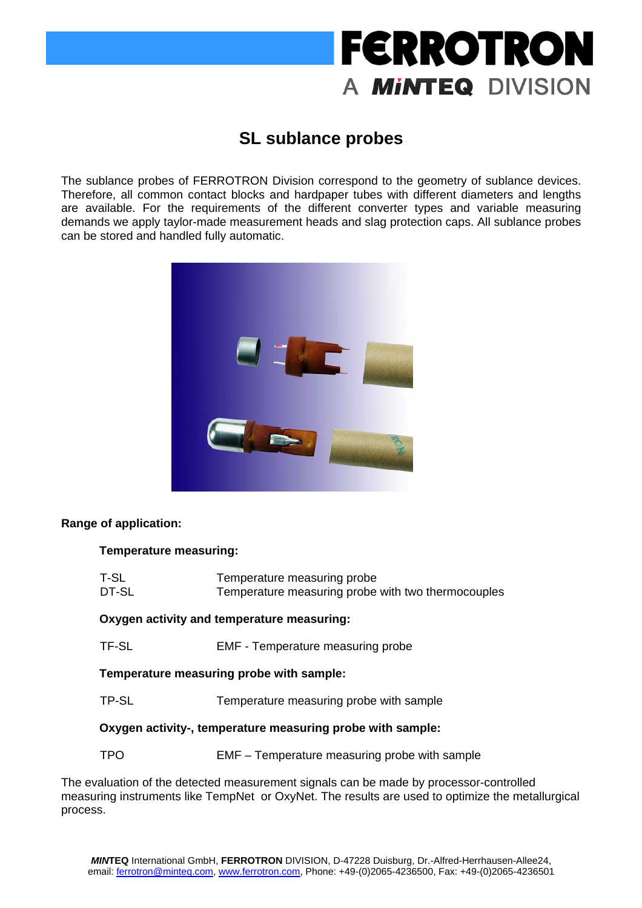FERROTRON
A MiNTEQ DIVISION

# SL sublance probes

The sublance probes of FERROTRON Division correspond to the geometry of sublance devices. Therefore, all common contact blocks and hardpaper tubes with different diameters and lengths are available. For the requirements of the different converter types and variable measuring demands we apply taylor-made measurement heads and slag protection caps. All sublance probes can be stored and handled fully automatic.

**Range of application:**

**Temperature measuring:**

| | |
|---|---|
| T-SL | Temperature measuring probe |
| DT-SL | Temperature measuring probe with two thermocouples |

**Oxygen activity and temperature measuring:**

| | |
|---|---|
| TF-SL | EMF - Temperature measuring probe |

**Temperature measuring probe with sample:**

| | |
|---|---|
| TP-SL | Temperature measuring probe with sample |

**Oxygen activity-, temperature measuring probe with sample:**

| | |
|---|---|
| TPO | EMF – Temperature measuring probe with sample |

The evaluation of the detected measurement signals can be made by processor-controlled measuring instruments like TempNet or OxyNet. The results are used to optimize the metallurgical process.

***MIN*TEQ** International GmbH, **FERROTRON** DIVISION, D-47228 Duisburg, Dr.-Alfred-Herrhausen-Allee24, email: ferrotron@minteq.com, www.ferrotron.com, Phone: +49-(0)2065-4236500, Fax: +49-(0)2065-4236501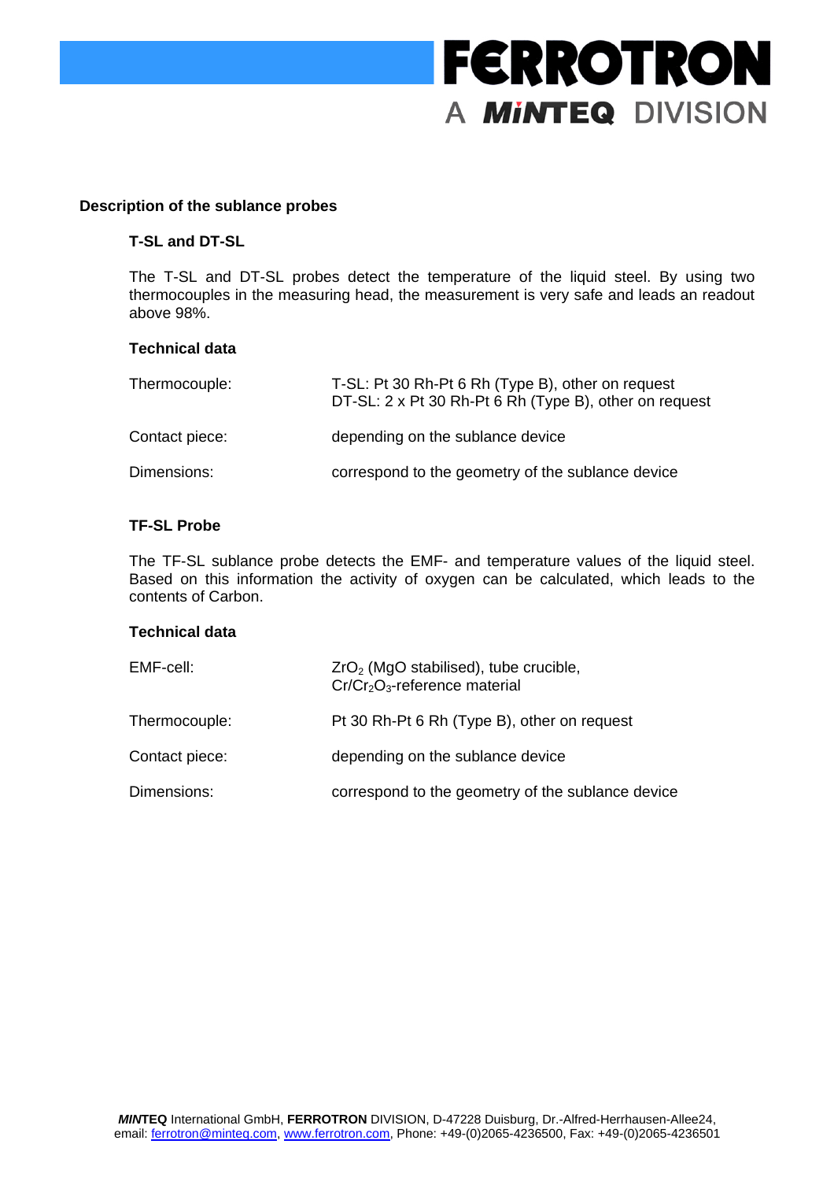## Description of the sublance probes

### T-SL and DT-SL

The T-SL and DT-SL probes detect the temperature of the liquid steel. By using two thermocouples in the measuring head, the measurement is very safe and leads an readout above 98%.

#### Technical data

| | |
|---|---|
| Thermocouple: | T-SL: Pt 30 Rh-Pt 6 Rh (Type B), other on request<br>DT-SL: 2 x Pt 30 Rh-Pt 6 Rh (Type B), other on request |
| Contact piece: | depending on the sublance device |
| Dimensions: | correspond to the geometry of the sublance device |

### TF-SL Probe

The TF-SL sublance probe detects the EMF- and temperature values of the liquid steel. Based on this information the activity of oxygen can be calculated, which leads to the contents of Carbon.

#### Technical data

| | |
|---|---|
| EMF-cell: | $ZrO_2$ (MgO stabilised), tube crucible,<br>$Cr/Cr_2O_3$-reference material |
| Thermocouple: | Pt 30 Rh-Pt 6 Rh (Type B), other on request |
| Contact piece: | depending on the sublance device |
| Dimensions: | correspond to the geometry of the sublance device |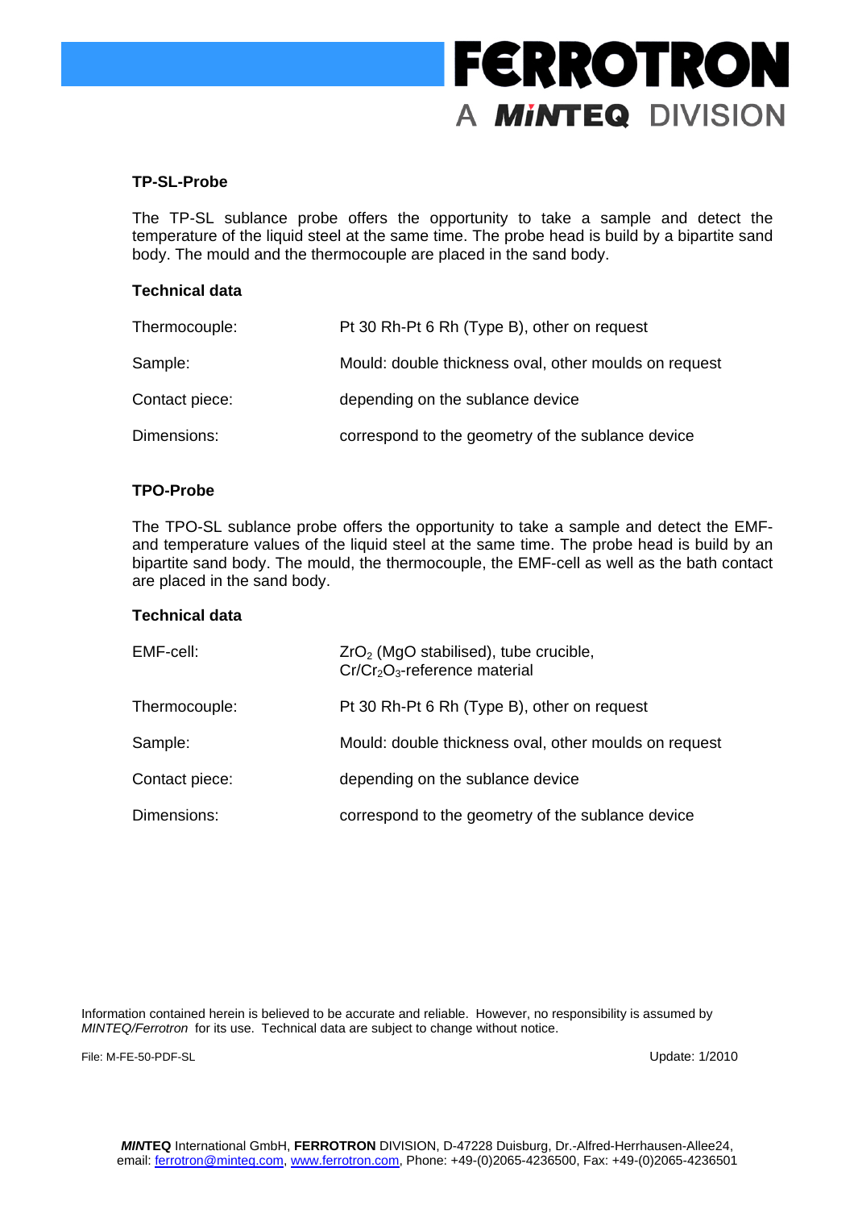## TP-SL-Probe

The TP-SL sublance probe offers the opportunity to take a sample and detect the temperature of the liquid steel at the same time. The probe head is build by a bipartite sand body. The mould and the thermocouple are placed in the sand body.

### Technical data

| | |
|---|---|
| Thermocouple: | Pt 30 Rh-Pt 6 Rh (Type B), other on request |
| Sample: | Mould: double thickness oval, other moulds on request |
| Contact piece: | depending on the sublance device |
| Dimensions: | correspond to the geometry of the sublance device |

## TPO-Probe

The TPO-SL sublance probe offers the opportunity to take a sample and detect the EMF- and temperature values of the liquid steel at the same time. The probe head is build by an bipartite sand body. The mould, the thermocouple, the EMF-cell as well as the bath contact are placed in the sand body.

### Technical data

| | |
|---|---|
| EMF-cell: | $ZrO_2$ (MgO stabilised), tube crucible, $Cr/Cr_2O_3$-reference material |
| Thermocouple: | Pt 30 Rh-Pt 6 Rh (Type B), other on request |
| Sample: | Mould: double thickness oval, other moulds on request |
| Contact piece: | depending on the sublance device |
| Dimensions: | correspond to the geometry of the sublance device |

Information contained herein is believed to be accurate and reliable. However, no responsibility is assumed by *MINTEQ/Ferrotron* for its use. Technical data are subject to change without notice.

File: M-FE-50-PDF-SL

Update: 1/2010

***MIN*****TEQ** International GmbH, **FERROTRON** DIVISION, D-47228 Duisburg, Dr.-Alfred-Herrhausen-Allee24, email: ferrotron@minteq.com, www.ferrotron.com, Phone: +49-(0)2065-4236500, Fax: +49-(0)2065-4236501